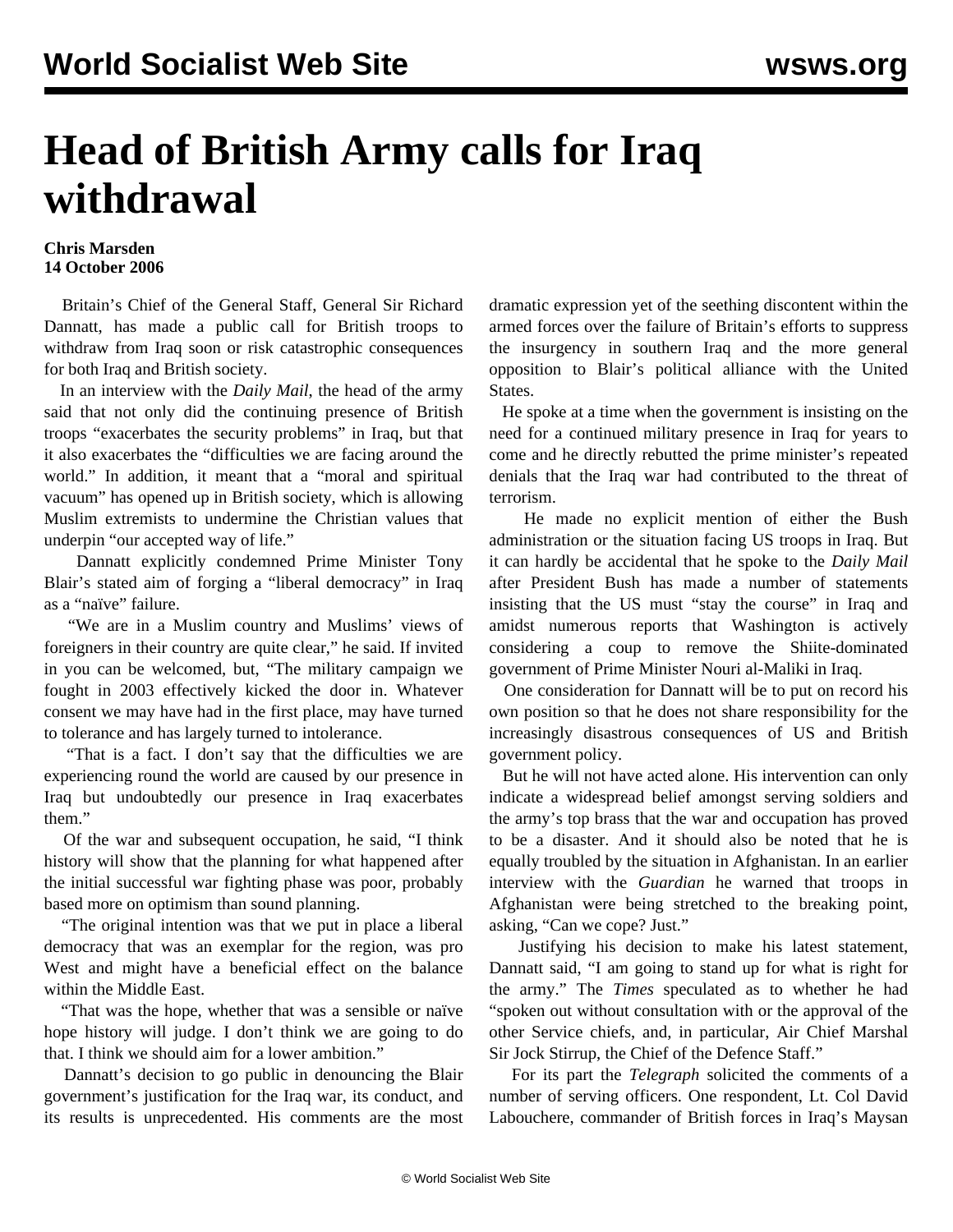# Head of British Army calls for Iraq withdrawal

**Chris Marsden**
**14 October 2006**

Britain's Chief of the General Staff, General Sir Richard Dannatt, has made a public call for British troops to withdraw from Iraq soon or risk catastrophic consequences for both Iraq and British society.

In an interview with the *Daily Mail*, the head of the army said that not only did the continuing presence of British troops "exacerbates the security problems" in Iraq, but that it also exacerbates the "difficulties we are facing around the world." In addition, it meant that a "moral and spiritual vacuum" has opened up in British society, which is allowing Muslim extremists to undermine the Christian values that underpin "our accepted way of life."

Dannatt explicitly condemned Prime Minister Tony Blair's stated aim of forging a "liberal democracy" in Iraq as a "naïve" failure.

"We are in a Muslim country and Muslims' views of foreigners in their country are quite clear," he said. If invited in you can be welcomed, but, "The military campaign we fought in 2003 effectively kicked the door in. Whatever consent we may have had in the first place, may have turned to tolerance and has largely turned to intolerance.

"That is a fact. I don't say that the difficulties we are experiencing round the world are caused by our presence in Iraq but undoubtedly our presence in Iraq exacerbates them."

Of the war and subsequent occupation, he said, "I think history will show that the planning for what happened after the initial successful war fighting phase was poor, probably based more on optimism than sound planning.

"The original intention was that we put in place a liberal democracy that was an exemplar for the region, was pro West and might have a beneficial effect on the balance within the Middle East.

"That was the hope, whether that was a sensible or naïve hope history will judge. I don't think we are going to do that. I think we should aim for a lower ambition."

Dannatt's decision to go public in denouncing the Blair government's justification for the Iraq war, its conduct, and its results is unprecedented. His comments are the most dramatic expression yet of the seething discontent within the armed forces over the failure of Britain's efforts to suppress the insurgency in southern Iraq and the more general opposition to Blair's political alliance with the United States.

He spoke at a time when the government is insisting on the need for a continued military presence in Iraq for years to come and he directly rebutted the prime minister's repeated denials that the Iraq war had contributed to the threat of terrorism.

He made no explicit mention of either the Bush administration or the situation facing US troops in Iraq. But it can hardly be accidental that he spoke to the *Daily Mail* after President Bush has made a number of statements insisting that the US must "stay the course" in Iraq and amidst numerous reports that Washington is actively considering a coup to remove the Shiite-dominated government of Prime Minister Nouri al-Maliki in Iraq.

One consideration for Dannatt will be to put on record his own position so that he does not share responsibility for the increasingly disastrous consequences of US and British government policy.

But he will not have acted alone. His intervention can only indicate a widespread belief amongst serving soldiers and the army's top brass that the war and occupation has proved to be a disaster. And it should also be noted that he is equally troubled by the situation in Afghanistan. In an earlier interview with the *Guardian* he warned that troops in Afghanistan were being stretched to the breaking point, asking, "Can we cope? Just."

Justifying his decision to make his latest statement, Dannatt said, "I am going to stand up for what is right for the army." The *Times* speculated as to whether he had "spoken out without consultation with or the approval of the other Service chiefs, and, in particular, Air Chief Marshal Sir Jock Stirrup, the Chief of the Defence Staff."

For its part the *Telegraph* solicited the comments of a number of serving officers. One respondent, Lt. Col David Labouchere, commander of British forces in Iraq's Maysan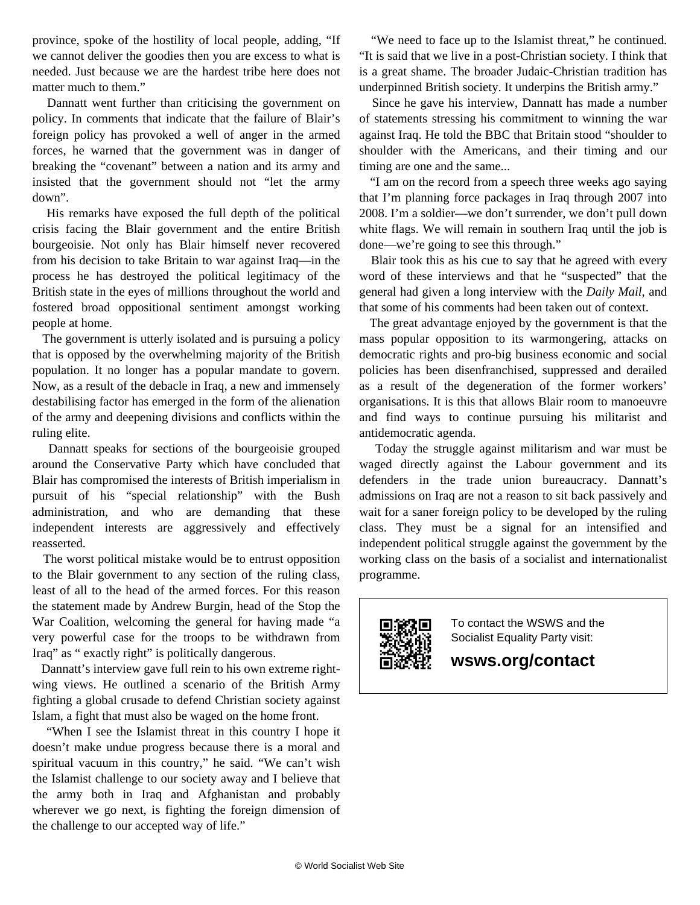province, spoke of the hostility of local people, adding, "If we cannot deliver the goodies then you are excess to what is needed. Just because we are the hardest tribe here does not matter much to them."

Dannatt went further than criticising the government on policy. In comments that indicate that the failure of Blair's foreign policy has provoked a well of anger in the armed forces, he warned that the government was in danger of breaking the "covenant" between a nation and its army and insisted that the government should not "let the army down".

His remarks have exposed the full depth of the political crisis facing the Blair government and the entire British bourgeoisie. Not only has Blair himself never recovered from his decision to take Britain to war against Iraq—in the process he has destroyed the political legitimacy of the British state in the eyes of millions throughout the world and fostered broad oppositional sentiment amongst working people at home.

The government is utterly isolated and is pursuing a policy that is opposed by the overwhelming majority of the British population. It no longer has a popular mandate to govern. Now, as a result of the debacle in Iraq, a new and immensely destabilising factor has emerged in the form of the alienation of the army and deepening divisions and conflicts within the ruling elite.

Dannatt speaks for sections of the bourgeoisie grouped around the Conservative Party which have concluded that Blair has compromised the interests of British imperialism in pursuit of his "special relationship" with the Bush administration, and who are demanding that these independent interests are aggressively and effectively reasserted.

The worst political mistake would be to entrust opposition to the Blair government to any section of the ruling class, least of all to the head of the armed forces. For this reason the statement made by Andrew Burgin, head of the Stop the War Coalition, welcoming the general for having made "a very powerful case for the troops to be withdrawn from Iraq" as " exactly right" is politically dangerous.

Dannatt's interview gave full rein to his own extreme right-wing views. He outlined a scenario of the British Army fighting a global crusade to defend Christian society against Islam, a fight that must also be waged on the home front.

"When I see the Islamist threat in this country I hope it doesn't make undue progress because there is a moral and spiritual vacuum in this country," he said. "We can't wish the Islamist challenge to our society away and I believe that the army both in Iraq and Afghanistan and probably wherever we go next, is fighting the foreign dimension of the challenge to our accepted way of life."

"We need to face up to the Islamist threat," he continued. "It is said that we live in a post-Christian society. I think that is a great shame. The broader Judaic-Christian tradition has underpinned British society. It underpins the British army."

Since he gave his interview, Dannatt has made a number of statements stressing his commitment to winning the war against Iraq. He told the BBC that Britain stood "shoulder to shoulder with the Americans, and their timing and our timing are one and the same...

"I am on the record from a speech three weeks ago saying that I'm planning force packages in Iraq through 2007 into 2008. I'm a soldier—we don't surrender, we don't pull down white flags. We will remain in southern Iraq until the job is done—we're going to see this through."

Blair took this as his cue to say that he agreed with every word of these interviews and that he "suspected" that the general had given a long interview with the *Daily Mail*, and that some of his comments had been taken out of context.

The great advantage enjoyed by the government is that the mass popular opposition to its warmongering, attacks on democratic rights and pro-big business economic and social policies has been disenfranchised, suppressed and derailed as a result of the degeneration of the former workers' organisations. It is this that allows Blair room to manoeuvre and find ways to continue pursuing his militarist and antidemocratic agenda.

Today the struggle against militarism and war must be waged directly against the Labour government and its defenders in the trade union bureaucracy. Dannatt's admissions on Iraq are not a reason to sit back passively and wait for a saner foreign policy to be developed by the ruling class. They must be a signal for an intensified and independent political struggle against the government by the working class on the basis of a socialist and internationalist programme.

To contact the WSWS and the Socialist Equality Party visit:

**wsws.org/contact**